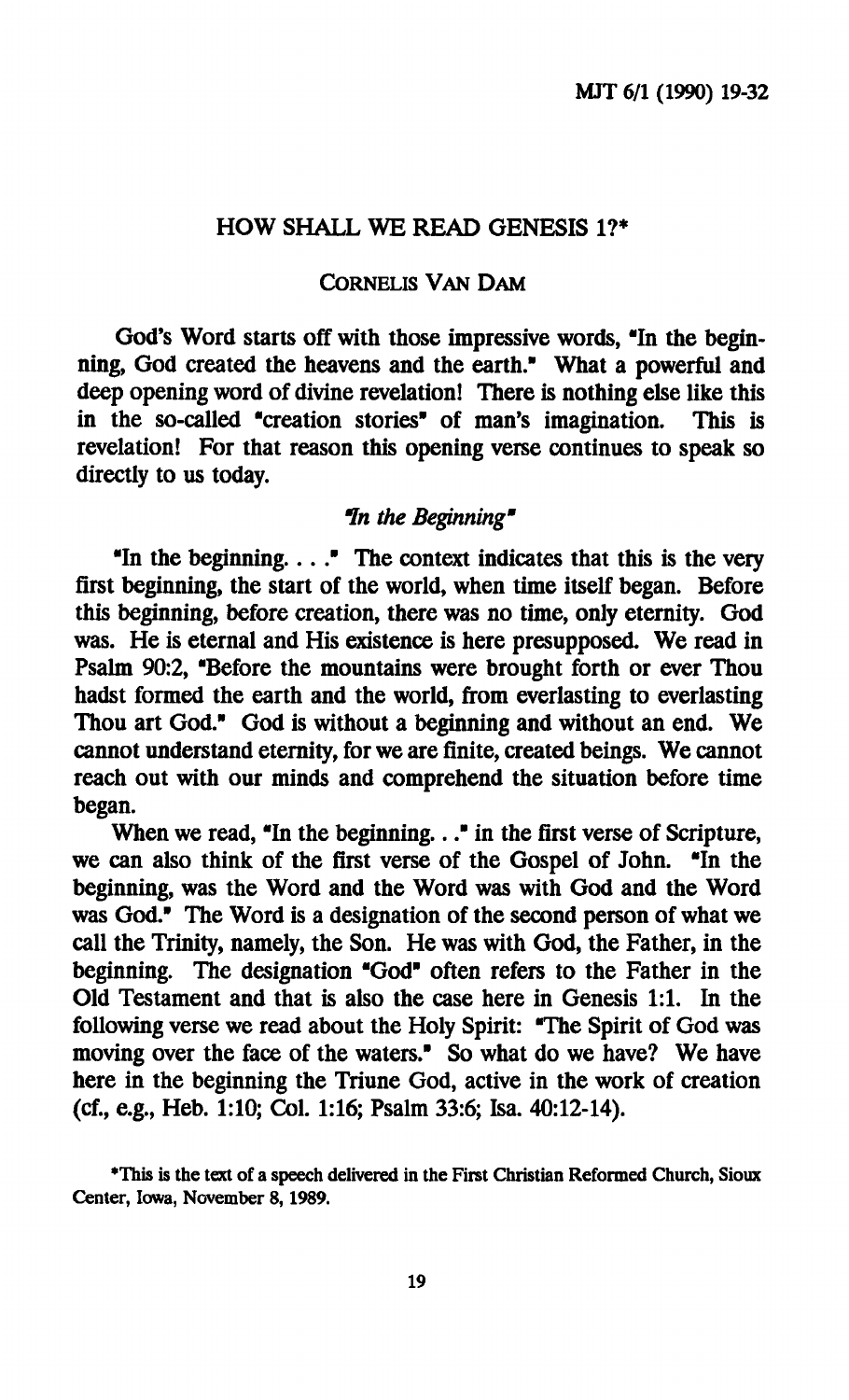# HOW SHALL WE READ GENESIS 1?*

CORNELIS VAN DAM

God's Word starts off with those impressive words, "In the beginning, God created the heavens and the earth." What a powerful and deep opening word of divine revelation! There is nothing else like this in the so-called "creation stories" of man's imagination. This is revelation! For that reason this opening verse continues to speak so directly to us today.

## *"In the Beginning"*

"In the beginning. . . ." The context indicates that this is the very first beginning, the start of the world, when time itself began. Before this beginning, before creation, there was no time, only eternity. God was. He is eternal and His existence is here presupposed. We read in Psalm 90:2, "Before the mountains were brought forth or ever Thou hadst formed the earth and the world, from everlasting to everlasting Thou art God." God is without a beginning and without an end. We cannot understand eternity, for we are finite, created beings. We cannot reach out with our minds and comprehend the situation before time began.

When we read, "In the beginning. . ." in the first verse of Scripture, we can also think of the first verse of the Gospel of John. "In the beginning, was the Word and the Word was with God and the Word was God." The Word is a designation of the second person of what we call the Trinity, namely, the Son. He was with God, the Father, in the beginning. The designation "God" often refers to the Father in the Old Testament and that is also the case here in Genesis 1:1. In the following verse we read about the Holy Spirit: "The Spirit of God was moving over the face of the waters." So what do we have? We have here in the beginning the Triune God, active in the work of creation (cf., e.g., Heb. 1:10; Col. 1:16; Psalm 33:6; Isa. 40:12-14).

*This is the text of a speech delivered in the First Christian Reformed Church, Sioux Center, Iowa, November 8, 1989.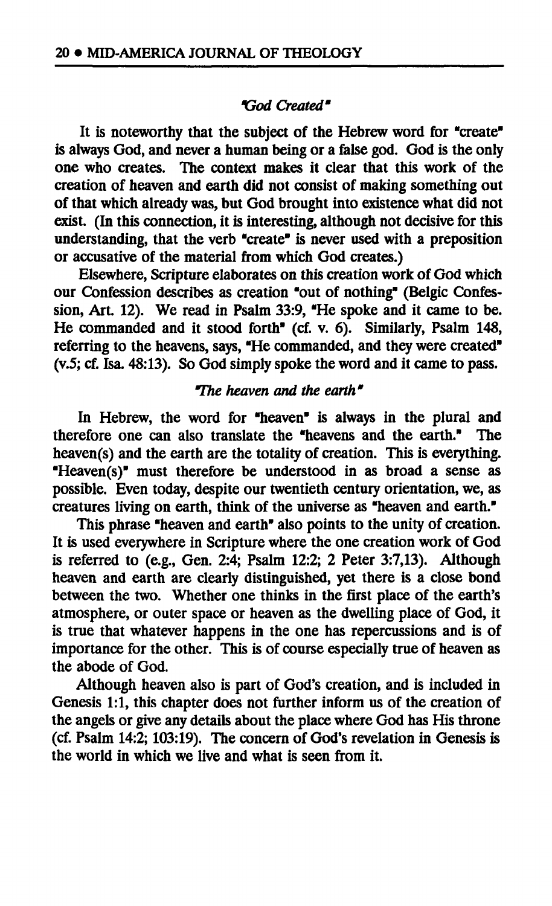### *"God Created"*

It is noteworthy that the subject of the Hebrew word for "create" is always God, and never a human being or a false god. God is the only one who creates. The context makes it clear that this work of the creation of heaven and earth did not consist of making something out of that which already was, but God brought into existence what did not exist. (In this connection, it is interesting, although not decisive for this understanding, that the verb "create" is never used with a preposition or accusative of the material from which God creates.)

Elsewhere, Scripture elaborates on this creation work of God which our Confession describes as creation "out of nothing" (Belgic Confession, Art. 12). We read in Psalm 33:9, "He spoke and it came to be. He commanded and it stood forth" (cf. v. 6). Similarly, Psalm 148, referring to the heavens, says, "He commanded, and they were created" (v.5; cf. Isa. 48:13). So God simply spoke the word and it came to pass.

### *"The heaven and the earth"*

In Hebrew, the word for "heaven" is always in the plural and therefore one can also translate the "heavens and the earth." The heaven(s) and the earth are the totality of creation. This is everything. "Heaven(s)" must therefore be understood in as broad a sense as possible. Even today, despite our twentieth century orientation, we, as creatures living on earth, think of the universe as "heaven and earth."

This phrase "heaven and earth" also points to the unity of creation. It is used everywhere in Scripture where the one creation work of God is referred to (e.g., Gen. 2:4; Psalm 12:2; 2 Peter 3:7,13). Although heaven and earth are clearly distinguished, yet there is a close bond between the two. Whether one thinks in the first place of the earth's atmosphere, or outer space or heaven as the dwelling place of God, it is true that whatever happens in the one has repercussions and is of importance for the other. This is of course especially true of heaven as the abode of God.

Although heaven also is part of God's creation, and is included in Genesis 1:1, this chapter does not further inform us of the creation of the angels or give any details about the place where God has His throne (cf. Psalm 14:2; 103:19). The concern of God's revelation in Genesis is the world in which we live and what is seen from it.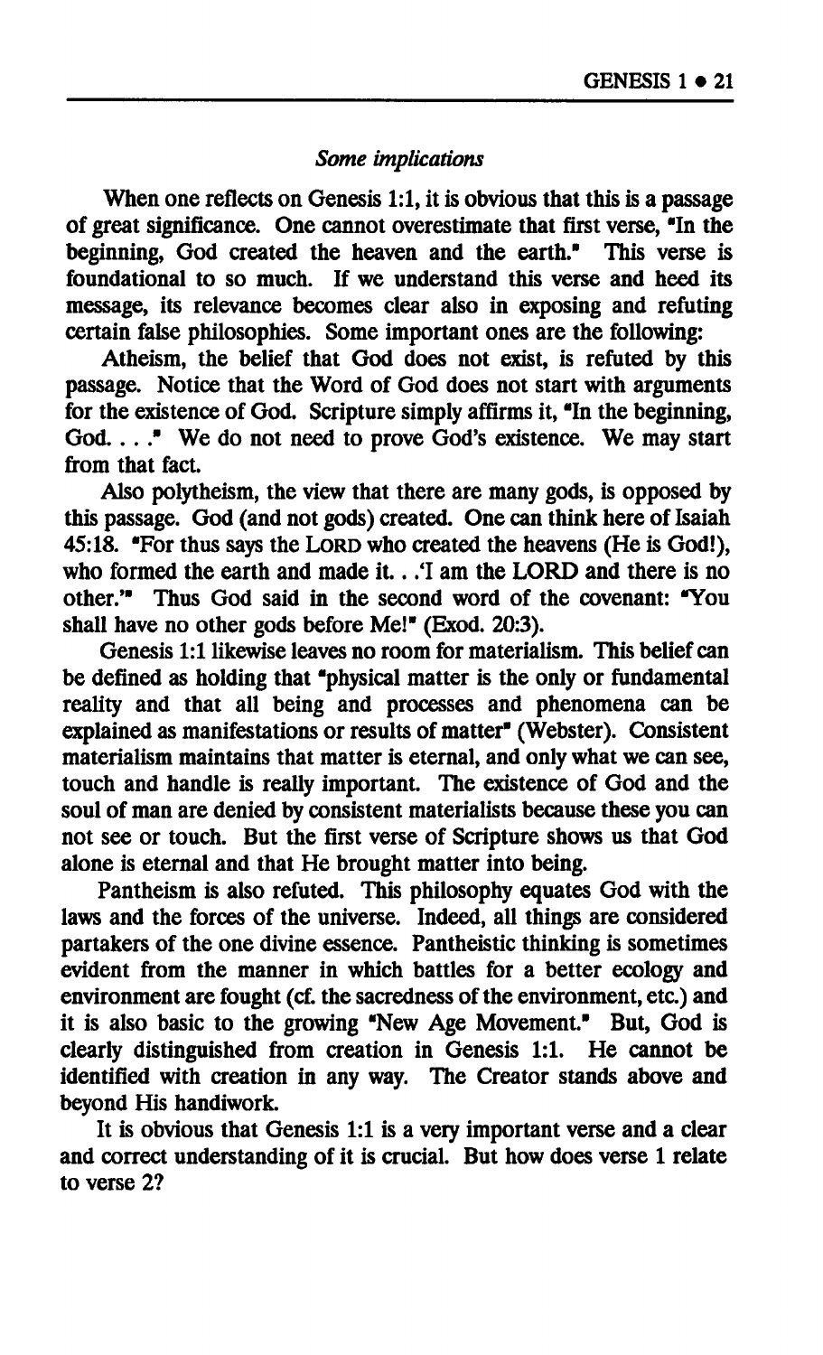*Some implications*

When one reflects on Genesis 1:1, it is obvious that this is a passage of great significance. One cannot overestimate that first verse, "In the beginning, God created the heaven and the earth." This verse is foundational to so much. If we understand this verse and heed its message, its relevance becomes clear also in exposing and refuting certain false philosophies. Some important ones are the following:

Atheism, the belief that God does not exist, is refuted by this passage. Notice that the Word of God does not start with arguments for the existence of God. Scripture simply affirms it, "In the beginning, God. . . ." We do not need to prove God's existence. We may start from that fact.

Also polytheism, the view that there are many gods, is opposed by this passage. God (and not gods) created. One can think here of Isaiah 45:18. "For thus says the LORD who created the heavens (He is God!), who formed the earth and made it. . .'I am the LORD and there is no other.'" Thus God said in the second word of the covenant: "You shall have no other gods before Me!" (Exod. 20:3).

Genesis 1:1 likewise leaves no room for materialism. This belief can be defined as holding that "physical matter is the only or fundamental reality and that all being and processes and phenomena can be explained as manifestations or results of matter" (Webster). Consistent materialism maintains that matter is eternal, and only what we can see, touch and handle is really important. The existence of God and the soul of man are denied by consistent materialists because these you can not see or touch. But the first verse of Scripture shows us that God alone is eternal and that He brought matter into being.

Pantheism is also refuted. This philosophy equates God with the laws and the forces of the universe. Indeed, all things are considered partakers of the one divine essence. Pantheistic thinking is sometimes evident from the manner in which battles for a better ecology and environment are fought (cf. the sacredness of the environment, etc.) and it is also basic to the growing "New Age Movement." But, God is clearly distinguished from creation in Genesis 1:1. He cannot be identified with creation in any way. The Creator stands above and beyond His handiwork.

It is obvious that Genesis 1:1 is a very important verse and a clear and correct understanding of it is crucial. But how does verse 1 relate to verse 2?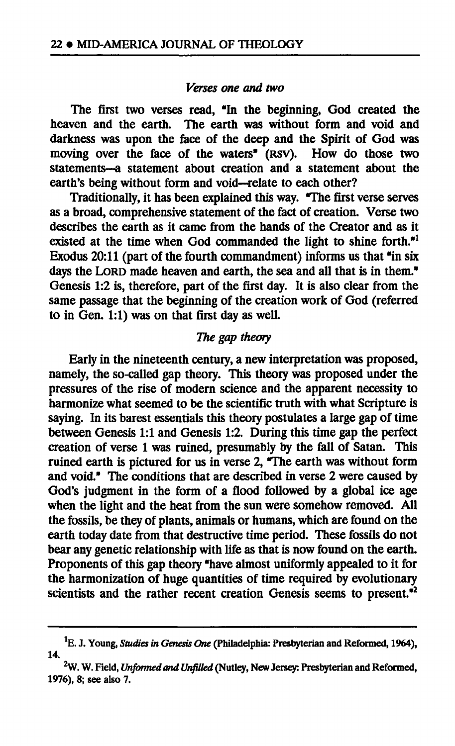### *Verses one and two*

The first two verses read, "In the beginning, God created the heaven and the earth. The earth was without form and void and darkness was upon the face of the deep and the Spirit of God was moving over the face of the waters" (RSV). How do those two statements—a statement about creation and a statement about the earth's being without form and void—relate to each other?

Traditionally, it has been explained this way. "The first verse serves as a broad, comprehensive statement of the fact of creation. Verse two describes the earth as it came from the hands of the Creator and as it existed at the time when God commanded the light to shine forth."[1] Exodus 20:11 (part of the fourth commandment) informs us that "in six days the LORD made heaven and earth, the sea and all that is in them." Genesis 1:2 is, therefore, part of the first day. It is also clear from the same passage that the beginning of the creation work of God (referred to in Gen. 1:1) was on that first day as well.

### *The gap theory*

Early in the nineteenth century, a new interpretation was proposed, namely, the so-called gap theory. This theory was proposed under the pressures of the rise of modern science and the apparent necessity to harmonize what seemed to be the scientific truth with what Scripture is saying. In its barest essentials this theory postulates a large gap of time between Genesis 1:1 and Genesis 1:2. During this time gap the perfect creation of verse 1 was ruined, presumably by the fall of Satan. This ruined earth is pictured for us in verse 2, "The earth was without form and void." The conditions that are described in verse 2 were caused by God's judgment in the form of a flood followed by a global ice age when the light and the heat from the sun were somehow removed. All the fossils, be they of plants, animals or humans, which are found on the earth today date from that destructive time period. These fossils do not bear any genetic relationship with life as that is now found on the earth. Proponents of this gap theory "have almost uniformly appealed to it for the harmonization of huge quantities of time required by evolutionary scientists and the rather recent creation Genesis seems to present."[2]

---

[1] E. J. Young, *Studies in Genesis One* (Philadelphia: Presbyterian and Reformed, 1964), 14.

[2] W. W. Field, *Unformed and Unfilled* (Nutley, New Jersey: Presbyterian and Reformed, 1976), 8; see also 7.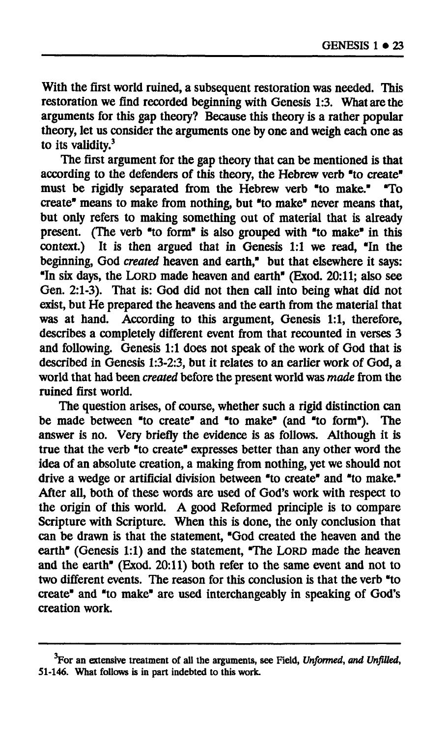With the first world ruined, a subsequent restoration was needed. This restoration we find recorded beginning with Genesis 1:3. What are the arguments for this gap theory? Because this theory is a rather popular theory, let us consider the arguments one by one and weigh each one as to its validity.[3]

The first argument for the gap theory that can be mentioned is that according to the defenders of this theory, the Hebrew verb "to create" must be rigidly separated from the Hebrew verb "to make." "To create" means to make from nothing, but "to make" never means that, but only refers to making something out of material that is already present. (The verb "to form" is also grouped with "to make" in this context.) It is then argued that in Genesis 1:1 we read, "In the beginning, God *created* heaven and earth," but that elsewhere it says: "In six days, the LORD made heaven and earth" (Exod. 20:11; also see Gen. 2:1-3). That is: God did not then call into being what did not exist, but He prepared the heavens and the earth from the material that was at hand. According to this argument, Genesis 1:1, therefore, describes a completely different event from that recounted in verses 3 and following. Genesis 1:1 does not speak of the work of God that is described in Genesis 1:3-2:3, but it relates to an earlier work of God, a world that had been *created* before the present world was *made* from the ruined first world.

The question arises, of course, whether such a rigid distinction can be made between "to create" and "to make" (and "to form"). The answer is no. Very briefly the evidence is as follows. Although it is true that the verb "to create" expresses better than any other word the idea of an absolute creation, a making from nothing, yet we should not drive a wedge or artificial division between "to create" and "to make." After all, both of these words are used of God's work with respect to the origin of this world. A good Reformed principle is to compare Scripture with Scripture. When this is done, the only conclusion that can be drawn is that the statement, "God created the heaven and the earth" (Genesis 1:1) and the statement, "The LORD made the heaven and the earth" (Exod. 20:11) both refer to the same event and not to two different events. The reason for this conclusion is that the verb "to create" and "to make" are used interchangeably in speaking of God's creation work.

---

[3]For an extensive treatment of all the arguments, see Field, *Unformed, and Unfilled*, 51-146. What follows is in part indebted to this work.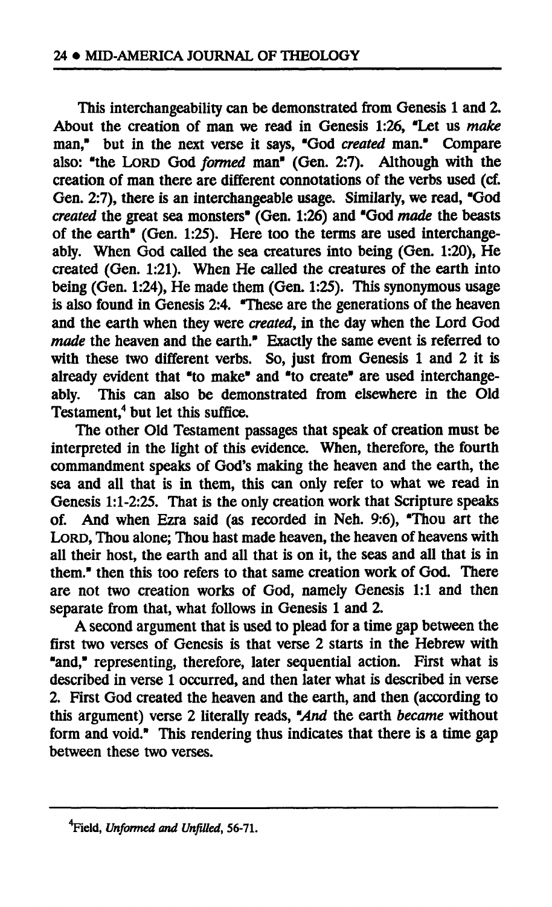This interchangeability can be demonstrated from Genesis 1 and 2. About the creation of man we read in Genesis 1:26, "Let us *make* man," but in the next verse it says, "God *created* man." Compare also: "the LORD God *formed* man" (Gen. 2:7). Although with the creation of man there are different connotations of the verbs used (cf. Gen. 2:7), there is an interchangeable usage. Similarly, we read, "God *created* the great sea monsters" (Gen. 1:26) and "God *made* the beasts of the earth" (Gen. 1:25). Here too the terms are used interchangeably. When God called the sea creatures into being (Gen. 1:20), He created (Gen. 1:21). When He called the creatures of the earth into being (Gen. 1:24), He made them (Gen. 1:25). This synonymous usage is also found in Genesis 2:4. "These are the generations of the heaven and the earth when they were *created*, in the day when the Lord God *made* the heaven and the earth." Exactly the same event is referred to with these two different verbs. So, just from Genesis 1 and 2 it is already evident that "to make" and "to create" are used interchangeably. This can also be demonstrated from elsewhere in the Old Testament,[4] but let this suffice.

The other Old Testament passages that speak of creation must be interpreted in the light of this evidence. When, therefore, the fourth commandment speaks of God's making the heaven and the earth, the sea and all that is in them, this can only refer to what we read in Genesis 1:1-2:25. That is the only creation work that Scripture speaks of. And when Ezra said (as recorded in Neh. 9:6), "Thou art the LORD, Thou alone; Thou hast made heaven, the heaven of heavens with all their host, the earth and all that is on it, the seas and all that is in them." then this too refers to that same creation work of God. There are not two creation works of God, namely Genesis 1:1 and then separate from that, what follows in Genesis 1 and 2.

A second argument that is used to plead for a time gap between the first two verses of Genesis is that verse 2 starts in the Hebrew with "and," representing, therefore, later sequential action. First what is described in verse 1 occurred, and then later what is described in verse 2. First God created the heaven and the earth, and then (according to this argument) verse 2 literally reads, "*And* the earth *became* without form and void." This rendering thus indicates that there is a time gap between these two verses.

---

[4]Field, *Unformed and Unfilled*, 56-71.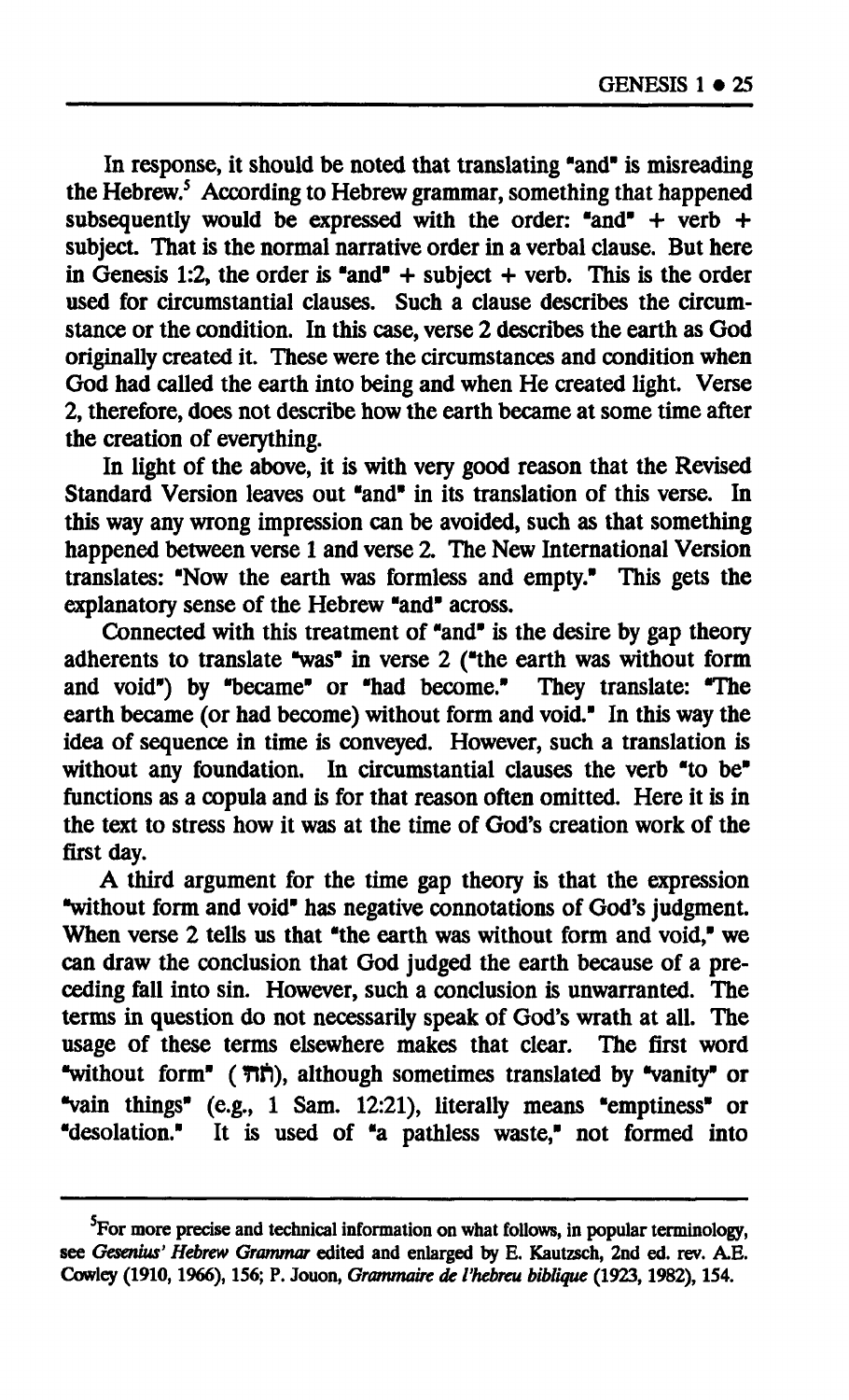In response, it should be noted that translating "and" is misreading the Hebrew.[5] According to Hebrew grammar, something that happened subsequently would be expressed with the order: "and" + verb + subject. That is the normal narrative order in a verbal clause. But here in Genesis 1:2, the order is "and" + subject + verb. This is the order used for circumstantial clauses. Such a clause describes the circumstance or the condition. In this case, verse 2 describes the earth as God originally created it. These were the circumstances and condition when God had called the earth into being and when He created light. Verse 2, therefore, does not describe how the earth became at some time after the creation of everything.

In light of the above, it is with very good reason that the Revised Standard Version leaves out "and" in its translation of this verse. In this way any wrong impression can be avoided, such as that something happened between verse 1 and verse 2. The New International Version translates: "Now the earth was formless and empty." This gets the explanatory sense of the Hebrew "and" across.

Connected with this treatment of "and" is the desire by gap theory adherents to translate "was" in verse 2 ("the earth was without form and void") by "became" or "had become." They translate: "The earth became (or had become) without form and void." In this way the idea of sequence in time is conveyed. However, such a translation is without any foundation. In circumstantial clauses the verb "to be" functions as a copula and is for that reason often omitted. Here it is in the text to stress how it was at the time of God's creation work of the first day.

A third argument for the time gap theory is that the expression "without form and void" has negative connotations of God's judgment. When verse 2 tells us that "the earth was without form and void," we can draw the conclusion that God judged the earth because of a preceding fall into sin. However, such a conclusion is unwarranted. The terms in question do not necessarily speak of God's wrath at all. The usage of these terms elsewhere makes that clear. The first word "without form" (תֹּהוּ), although sometimes translated by "vanity" or "vain things" (e.g., 1 Sam. 12:21), literally means "emptiness" or "desolation." It is used of "a pathless waste," not formed into

---

[5] For more precise and technical information on what follows, in popular terminology, see *Gesenius' Hebrew Grammar* edited and enlarged by E. Kautzsch, 2nd ed. rev. A.E. Cowley (1910, 1966), 156; P. Jouon, *Grammaire de l'hebreu biblique* (1923, 1982), 154.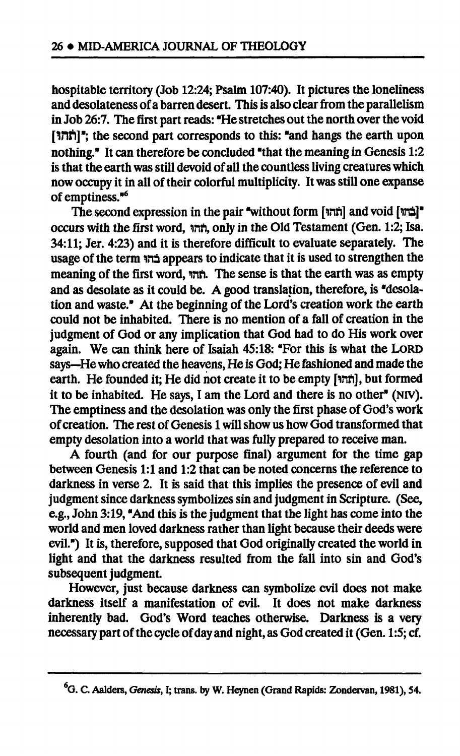hospitable territory (Job 12:24; Psalm 107:40). It pictures the loneliness and desolateness of a barren desert. This is also clear from the parallelism in Job 26:7. The first part reads: "He stretches out the north over the void [תֹּהוּ]"; the second part corresponds to this: "and hangs the earth upon nothing." It can therefore be concluded "that the meaning in Genesis 1:2 is that the earth was still devoid of all the countless living creatures which now occupy it in all of their colorful multiplicity. It was still one expanse of emptiness."[6]

The second expression in the pair "without form [תֹהוּ] and void [בֹהוּ]" occurs with the first word, תֹהוּ, only in the Old Testament (Gen. 1:2; Isa. 34:11; Jer. 4:23) and it is therefore difficult to evaluate separately. The usage of the term בֹהוּ appears to indicate that it is used to strengthen the meaning of the first word, תֹהוּ. The sense is that the earth was as empty and as desolate as it could be. A good translation, therefore, is "desolation and waste." At the beginning of the Lord's creation work the earth could not be inhabited. There is no mention of a fall of creation in the judgment of God or any implication that God had to do His work over again. We can think here of Isaiah 45:18: "For this is what the LORD says—He who created the heavens, He is God; He fashioned and made the earth. He founded it; He did not create it to be empty [תֹהוּ], but formed it to be inhabited. He says, I am the Lord and there is no other" (NIV). The emptiness and the desolation was only the first phase of God's work of creation. The rest of Genesis 1 will show us how God transformed that empty desolation into a world that was fully prepared to receive man.

A fourth (and for our purpose final) argument for the time gap between Genesis 1:1 and 1:2 that can be noted concerns the reference to darkness in verse 2. It is said that this implies the presence of evil and judgment since darkness symbolizes sin and judgment in Scripture. (See, e.g., John 3:19, "And this is the judgment that the light has come into the world and men loved darkness rather than light because their deeds were evil.") It is, therefore, supposed that God originally created the world in light and that the darkness resulted from the fall into sin and God's subsequent judgment.

However, just because darkness can symbolize evil does not make darkness itself a manifestation of evil. It does not make darkness inherently bad. God's Word teaches otherwise. Darkness is a very necessary part of the cycle of day and night, as God created it (Gen. 1:5; cf.

---

[6] G. C. Aalders, *Genesis*, I; trans. by W. Heynen (Grand Rapids: Zondervan, 1981), 54.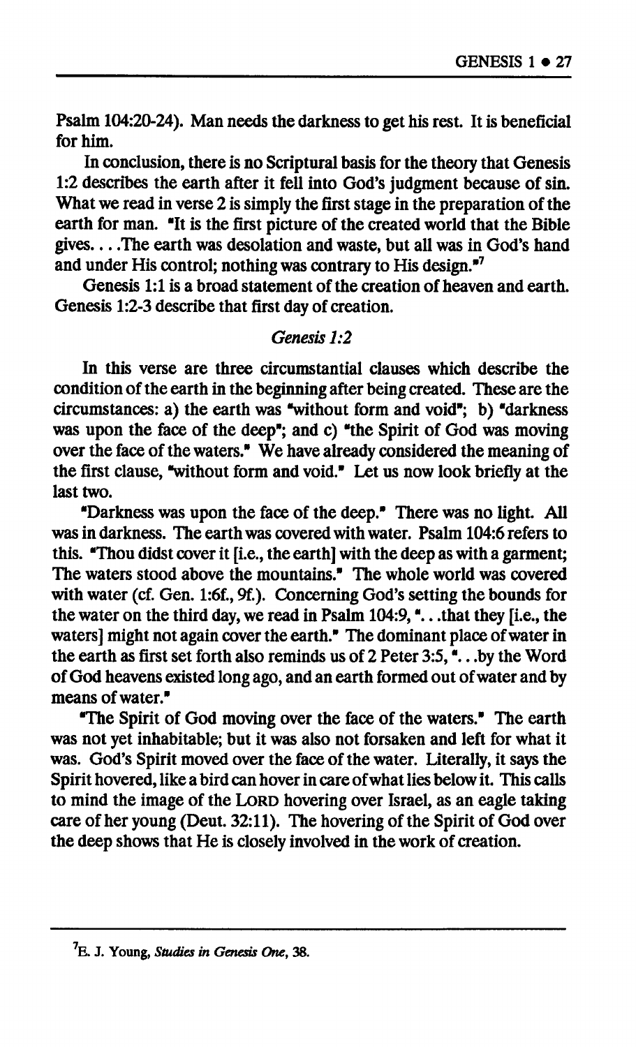Psalm 104:20-24). Man needs the darkness to get his rest. It is beneficial for him.

In conclusion, there is no Scriptural basis for the theory that Genesis 1:2 describes the earth after it fell into God's judgment because of sin. What we read in verse 2 is simply the first stage in the preparation of the earth for man. "It is the first picture of the created world that the Bible gives. . . .The earth was desolation and waste, but all was in God's hand and under His control; nothing was contrary to His design."[7]

Genesis 1:1 is a broad statement of the creation of heaven and earth. Genesis 1:2-3 describe that first day of creation.

*Genesis 1:2*

In this verse are three circumstantial clauses which describe the condition of the earth in the beginning after being created. These are the circumstances: a) the earth was "without form and void"; b) "darkness was upon the face of the deep"; and c) "the Spirit of God was moving over the face of the waters." We have already considered the meaning of the first clause, "without form and void." Let us now look briefly at the last two.

"Darkness was upon the face of the deep." There was no light. All was in darkness. The earth was covered with water. Psalm 104:6 refers to this. "Thou didst cover it [i.e., the earth] with the deep as with a garment; The waters stood above the mountains." The whole world was covered with water (cf. Gen. 1:6f., 9f.). Concerning God's setting the bounds for the water on the third day, we read in Psalm 104:9, ". . .that they [i.e., the waters] might not again cover the earth." The dominant place of water in the earth as first set forth also reminds us of 2 Peter 3:5, ". . .by the Word of God heavens existed long ago, and an earth formed out of water and by means of water."

"The Spirit of God moving over the face of the waters." The earth was not yet inhabitable; but it was also not forsaken and left for what it was. God's Spirit moved over the face of the water. Literally, it says the Spirit hovered, like a bird can hover in care of what lies below it. This calls to mind the image of the LORD hovering over Israel, as an eagle taking care of her young (Deut. 32:11). The hovering of the Spirit of God over the deep shows that He is closely involved in the work of creation.

---

[7] E. J. Young, *Studies in Genesis One*, 38.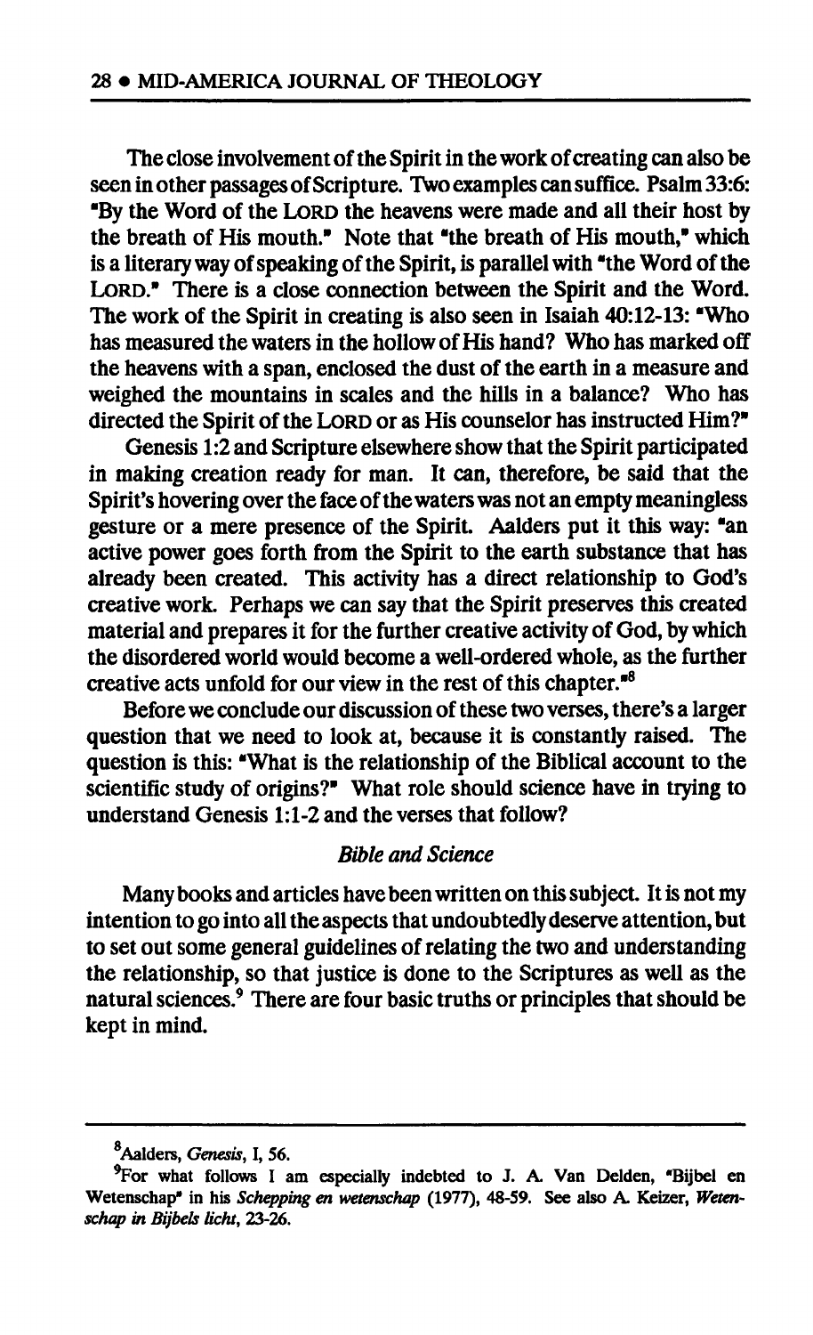The close involvement of the Spirit in the work of creating can also be seen in other passages of Scripture. Two examples can suffice. Psalm 33:6: "By the Word of the LORD the heavens were made and all their host by the breath of His mouth." Note that "the breath of His mouth," which is a literary way of speaking of the Spirit, is parallel with "the Word of the LORD." There is a close connection between the Spirit and the Word. The work of the Spirit in creating is also seen in Isaiah 40:12-13: "Who has measured the waters in the hollow of His hand? Who has marked off the heavens with a span, enclosed the dust of the earth in a measure and weighed the mountains in scales and the hills in a balance? Who has directed the Spirit of the LORD or as His counselor has instructed Him?"

Genesis 1:2 and Scripture elsewhere show that the Spirit participated in making creation ready for man. It can, therefore, be said that the Spirit's hovering over the face of the waters was not an empty meaningless gesture or a mere presence of the Spirit. Aalders put it this way: "an active power goes forth from the Spirit to the earth substance that has already been created. This activity has a direct relationship to God's creative work. Perhaps we can say that the Spirit preserves this created material and prepares it for the further creative activity of God, by which the disordered world would become a well-ordered whole, as the further creative acts unfold for our view in the rest of this chapter."[8]

Before we conclude our discussion of these two verses, there's a larger question that we need to look at, because it is constantly raised. The question is this: "What is the relationship of the Biblical account to the scientific study of origins?" What role should science have in trying to understand Genesis 1:1-2 and the verses that follow?

*Bible and Science*

Many books and articles have been written on this subject. It is not my intention to go into all the aspects that undoubtedly deserve attention, but to set out some general guidelines of relating the two and understanding the relationship, so that justice is done to the Scriptures as well as the natural sciences.[9] There are four basic truths or principles that should be kept in mind.

---

[8]Aalders, *Genesis*, I, 56.

[9]For what follows I am especially indebted to J. A. Van Delden, "Bijbel en Wetenschap" in his *Schepping en wetenschap* (1977), 48-59. See also A. Keizer, *Wetenschap in Bijbels licht*, 23-26.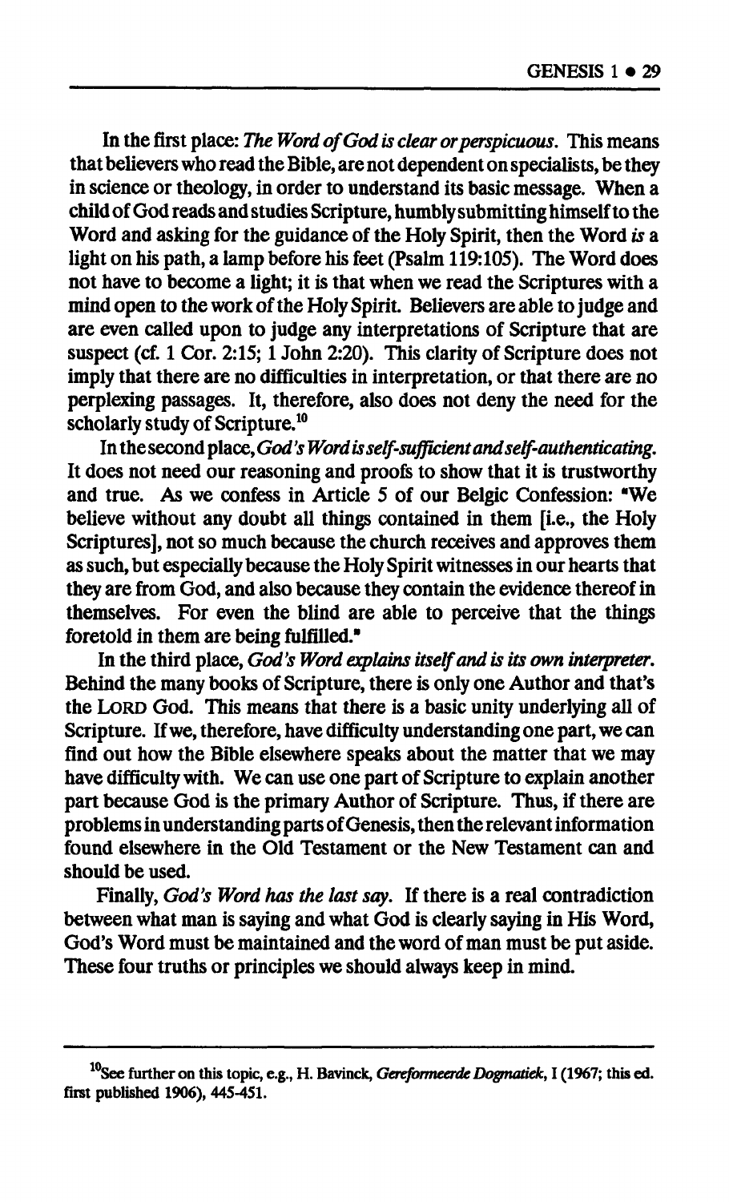In the first place: *The Word of God is clear or perspicuous*. This means that believers who read the Bible, are not dependent on specialists, be they in science or theology, in order to understand its basic message. When a child of God reads and studies Scripture, humbly submitting himself to the Word and asking for the guidance of the Holy Spirit, then the Word *is* a light on his path, a lamp before his feet (Psalm 119:105). The Word does not have to become a light; it is that when we read the Scriptures with a mind open to the work of the Holy Spirit. Believers are able to judge and are even called upon to judge any interpretations of Scripture that are suspect (cf. 1 Cor. 2:15; 1 John 2:20). This clarity of Scripture does not imply that there are no difficulties in interpretation, or that there are no perplexing passages. It, therefore, also does not deny the need for the scholarly study of Scripture.[10]

In the second place, *God's Word is self-sufficient and self-authenticating*. It does not need our reasoning and proofs to show that it is trustworthy and true. As we confess in Article 5 of our Belgic Confession: "We believe without any doubt all things contained in them [i.e., the Holy Scriptures], not so much because the church receives and approves them as such, but especially because the Holy Spirit witnesses in our hearts that they are from God, and also because they contain the evidence thereof in themselves. For even the blind are able to perceive that the things foretold in them are being fulfilled."

In the third place, *God's Word explains itself and is its own interpreter*. Behind the many books of Scripture, there is only one Author and that's the LORD God. This means that there is a basic unity underlying all of Scripture. If we, therefore, have difficulty understanding one part, we can find out how the Bible elsewhere speaks about the matter that we may have difficulty with. We can use one part of Scripture to explain another part because God is the primary Author of Scripture. Thus, if there are problems in understanding parts of Genesis, then the relevant information found elsewhere in the Old Testament or the New Testament can and should be used.

Finally, *God's Word has the last say*. If there is a real contradiction between what man is saying and what God is clearly saying in His Word, God's Word must be maintained and the word of man must be put aside. These four truths or principles we should always keep in mind.

---

[10] See further on this topic, e.g., H. Bavinck, *Gereformeerde Dogmatiek*, I (1967; this ed. first published 1906), 445-451.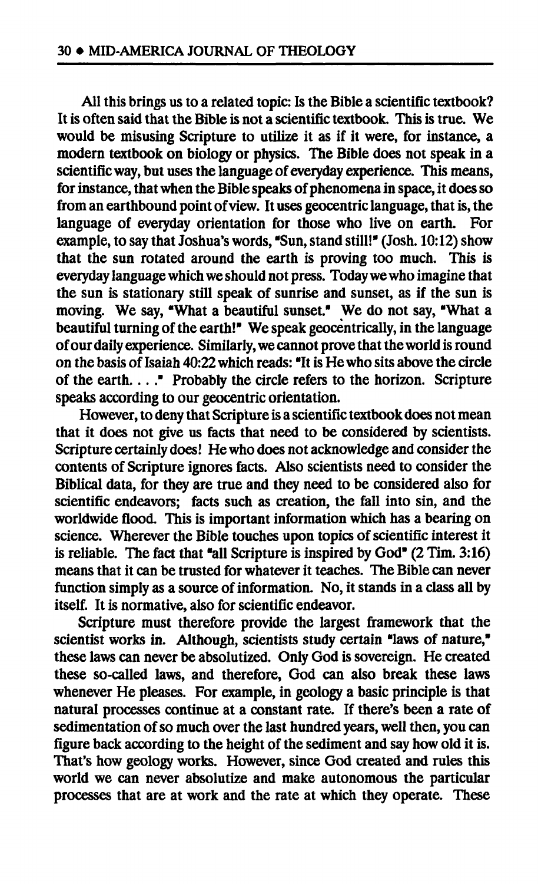All this brings us to a related topic: Is the Bible a scientific textbook? It is often said that the Bible is not a scientific textbook. This is true. We would be misusing Scripture to utilize it as if it were, for instance, a modern textbook on biology or physics. The Bible does not speak in a scientific way, but uses the language of everyday experience. This means, for instance, that when the Bible speaks of phenomena in space, it does so from an earthbound point of view. It uses geocentric language, that is, the language of everyday orientation for those who live on earth. For example, to say that Joshua's words, "Sun, stand still!" (Josh. 10:12) show that the sun rotated around the earth is proving too much. This is everyday language which we should not press. Today we who imagine that the sun is stationary still speak of sunrise and sunset, as if the sun is moving. We say, "What a beautiful sunset." We do not say, "What a beautiful turning of the earth!" We speak geocentrically, in the language of our daily experience. Similarly, we cannot prove that the world is round on the basis of Isaiah 40:22 which reads: "It is He who sits above the circle of the earth. . . ." Probably the circle refers to the horizon. Scripture speaks according to our geocentric orientation.

However, to deny that Scripture is a scientific textbook does not mean that it does not give us facts that need to be considered by scientists. Scripture certainly does! He who does not acknowledge and consider the contents of Scripture ignores facts. Also scientists need to consider the Biblical data, for they are true and they need to be considered also for scientific endeavors; facts such as creation, the fall into sin, and the worldwide flood. This is important information which has a bearing on science. Wherever the Bible touches upon topics of scientific interest it is reliable. The fact that "all Scripture is inspired by God" (2 Tim. 3:16) means that it can be trusted for whatever it teaches. The Bible can never function simply as a source of information. No, it stands in a class all by itself. It is normative, also for scientific endeavor.

Scripture must therefore provide the largest framework that the scientist works in. Although, scientists study certain "laws of nature," these laws can never be absolutized. Only God is sovereign. He created these so-called laws, and therefore, God can also break these laws whenever He pleases. For example, in geology a basic principle is that natural processes continue at a constant rate. If there's been a rate of sedimentation of so much over the last hundred years, well then, you can figure back according to the height of the sediment and say how old it is. That's how geology works. However, since God created and rules this world we can never absolutize and make autonomous the particular processes that are at work and the rate at which they operate. These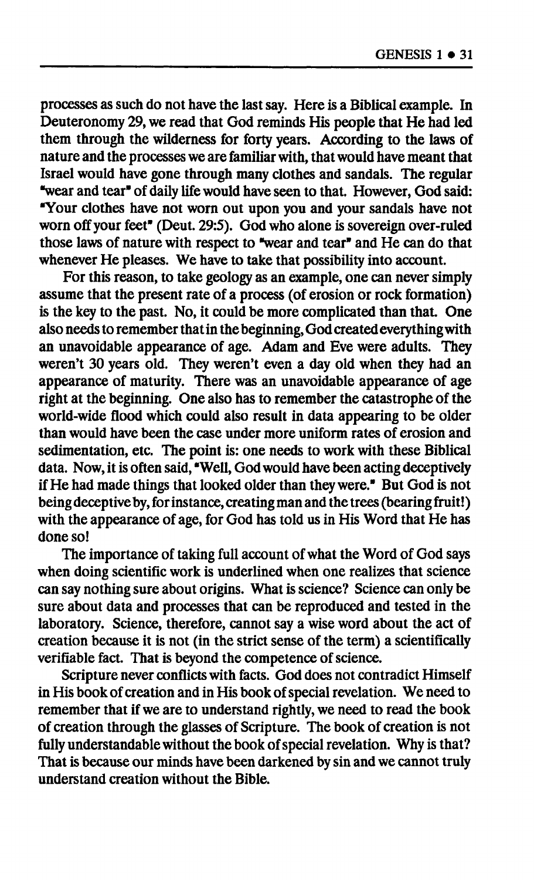processes as such do not have the last say. Here is a Biblical example. In Deuteronomy 29, we read that God reminds His people that He had led them through the wilderness for forty years. According to the laws of nature and the processes we are familiar with, that would have meant that Israel would have gone through many clothes and sandals. The regular "wear and tear" of daily life would have seen to that. However, God said: "Your clothes have not worn out upon you and your sandals have not worn off your feet" (Deut. 29:5). God who alone is sovereign over-ruled those laws of nature with respect to "wear and tear" and He can do that whenever He pleases. We have to take that possibility into account.

For this reason, to take geology as an example, one can never simply assume that the present rate of a process (of erosion or rock formation) is the key to the past. No, it could be more complicated than that. One also needs to remember that in the beginning, God created everything with an unavoidable appearance of age. Adam and Eve were adults. They weren't 30 years old. They weren't even a day old when they had an appearance of maturity. There was an unavoidable appearance of age right at the beginning. One also has to remember the catastrophe of the world-wide flood which could also result in data appearing to be older than would have been the case under more uniform rates of erosion and sedimentation, etc. The point is: one needs to work with these Biblical data. Now, it is often said, "Well, God would have been acting deceptively if He had made things that looked older than they were." But God is not being deceptive by, for instance, creating man and the trees (bearing fruit!) with the appearance of age, for God has told us in His Word that He has done so!

The importance of taking full account of what the Word of God says when doing scientific work is underlined when one realizes that science can say nothing sure about origins. What is science? Science can only be sure about data and processes that can be reproduced and tested in the laboratory. Science, therefore, cannot say a wise word about the act of creation because it is not (in the strict sense of the term) a scientifically verifiable fact. That is beyond the competence of science.

Scripture never conflicts with facts. God does not contradict Himself in His book of creation and in His book of special revelation. We need to remember that if we are to understand rightly, we need to read the book of creation through the glasses of Scripture. The book of creation is not fully understandable without the book of special revelation. Why is that? That is because our minds have been darkened by sin and we cannot truly understand creation without the Bible.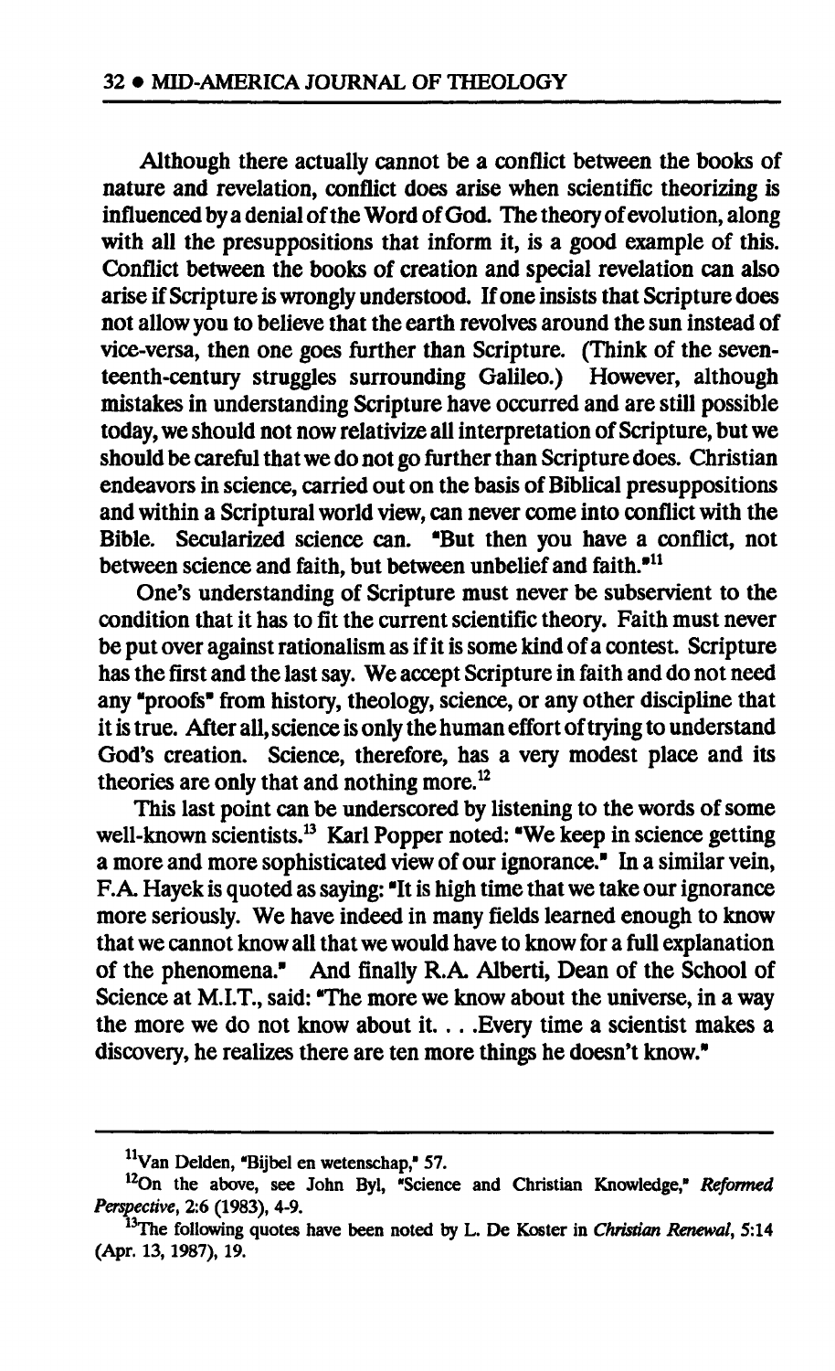Although there actually cannot be a conflict between the books of nature and revelation, conflict does arise when scientific theorizing is influenced by a denial of the Word of God. The theory of evolution, along with all the presuppositions that inform it, is a good example of this. Conflict between the books of creation and special revelation can also arise if Scripture is wrongly understood. If one insists that Scripture does not allow you to believe that the earth revolves around the sun instead of vice-versa, then one goes further than Scripture. (Think of the seventeenth-century struggles surrounding Galileo.) However, although mistakes in understanding Scripture have occurred and are still possible today, we should not now relativize all interpretation of Scripture, but we should be careful that we do not go further than Scripture does. Christian endeavors in science, carried out on the basis of Biblical presuppositions and within a Scriptural world view, can never come into conflict with the Bible. Secularized science can. "But then you have a conflict, not between science and faith, but between unbelief and faith."[11]

One's understanding of Scripture must never be subservient to the condition that it has to fit the current scientific theory. Faith must never be put over against rationalism as if it is some kind of a contest. Scripture has the first and the last say. We accept Scripture in faith and do not need any "proofs" from history, theology, science, or any other discipline that it is true. After all, science is only the human effort of trying to understand God's creation. Science, therefore, has a very modest place and its theories are only that and nothing more.[12]

This last point can be underscored by listening to the words of some well-known scientists.[13] Karl Popper noted: "We keep in science getting a more and more sophisticated view of our ignorance." In a similar vein, F.A. Hayek is quoted as saying: "It is high time that we take our ignorance more seriously. We have indeed in many fields learned enough to know that we cannot know all that we would have to know for a full explanation of the phenomena." And finally R.A. Alberti, Dean of the School of Science at M.I.T., said: "The more we know about the universe, in a way the more we do not know about it. . . .Every time a scientist makes a discovery, he realizes there are ten more things he doesn't know."

---

[11] Van Delden, "Bijbel en wetenschap," 57.

[12] On the above, see John Byl, "Science and Christian Knowledge," *Reformed Perspective*, 2:6 (1983), 4-9.

[13] The following quotes have been noted by L. De Koster in *Christian Renewal*, 5:14 (Apr. 13, 1987), 19.